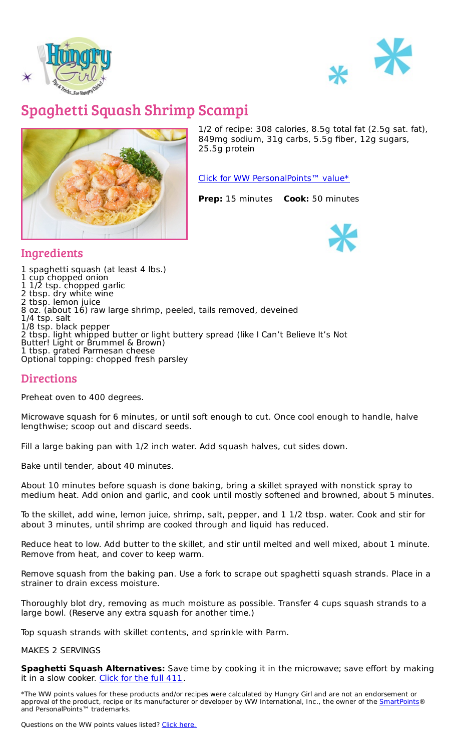# Spaghetti Squash Shrimp Scampi

1/2 of recipe: 308 calories, 8.5g total fat (2.5g sat. fat), 849mg sodium, 31g carbs, 5.5g fiber, 12g sugars, 25.5g protein

Click for WW PersonalPoints™ value*

**Prep:** 15 minutes **Cook:** 50 minutes

## Ingredients

1 spaghetti squash (at least 4 lbs.)
1 cup chopped onion
1 1/2 tsp. chopped garlic
2 tbsp. dry white wine
2 tbsp. lemon juice
8 oz. (about 16) raw large shrimp, peeled, tails removed, deveined
1/4 tsp. salt
1/8 tsp. black pepper
2 tbsp. light whipped butter or light buttery spread (like I Can't Believe It's Not Butter! Light or Brummel & Brown)
1 tbsp. grated Parmesan cheese
Optional topping: chopped fresh parsley

## Directions

Preheat oven to 400 degrees.

Microwave squash for 6 minutes, or until soft enough to cut. Once cool enough to handle, halve lengthwise; scoop out and discard seeds.

Fill a large baking pan with 1/2 inch water. Add squash halves, cut sides down.

Bake until tender, about 40 minutes.

About 10 minutes before squash is done baking, bring a skillet sprayed with nonstick spray to medium heat. Add onion and garlic, and cook until mostly softened and browned, about 5 minutes.

To the skillet, add wine, lemon juice, shrimp, salt, pepper, and 1 1/2 tbsp. water. Cook and stir for about 3 minutes, until shrimp are cooked through and liquid has reduced.

Reduce heat to low. Add butter to the skillet, and stir until melted and well mixed, about 1 minute. Remove from heat, and cover to keep warm.

Remove squash from the baking pan. Use a fork to scrape out spaghetti squash strands. Place in a strainer to drain excess moisture.

Thoroughly blot dry, removing as much moisture as possible. Transfer 4 cups squash strands to a large bowl. (Reserve any extra squash for another time.)

Top squash strands with skillet contents, and sprinkle with Parm.

MAKES 2 SERVINGS

**Spaghetti Squash Alternatives:** Save time by cooking it in the microwave; save effort by making it in a slow cooker. Click for the full 411.

*The WW points values for these products and/or recipes were calculated by Hungry Girl and are not an endorsement or approval of the product, recipe or its manufacturer or developer by WW International, Inc., the owner of the SmartPoints® and PersonalPoints™ trademarks.

Questions on the WW points values listed? Click here.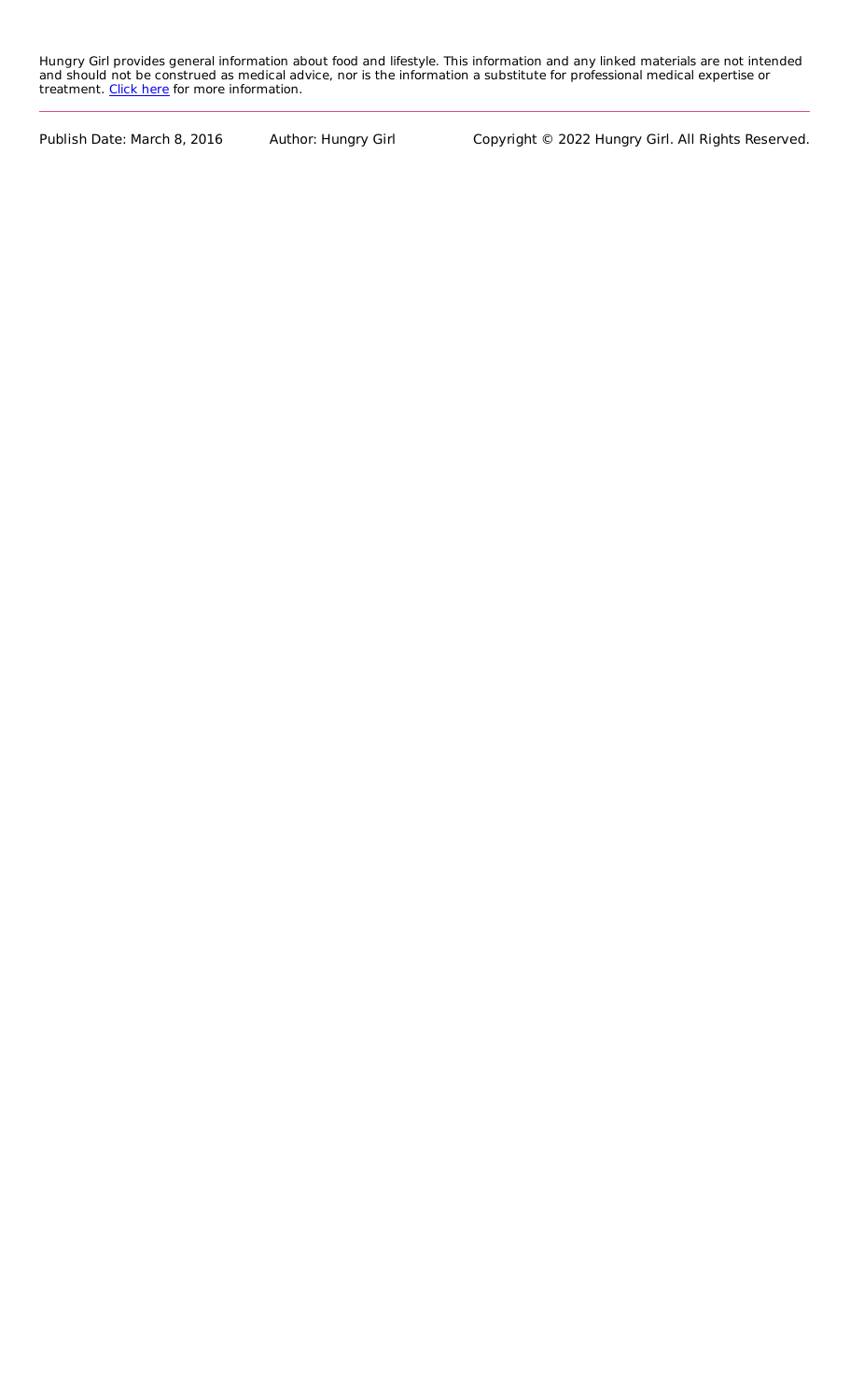Hungry Girl provides general information about food and lifestyle. This information and any linked materials are not intended and should not be construed as medical advice, nor is the information a substitute for professional medical expertise or treatment. [Click here](#) for more information.

---

Publish Date: March 8, 2016 Author: Hungry Girl Copyright © 2022 Hungry Girl. All Rights Reserved.